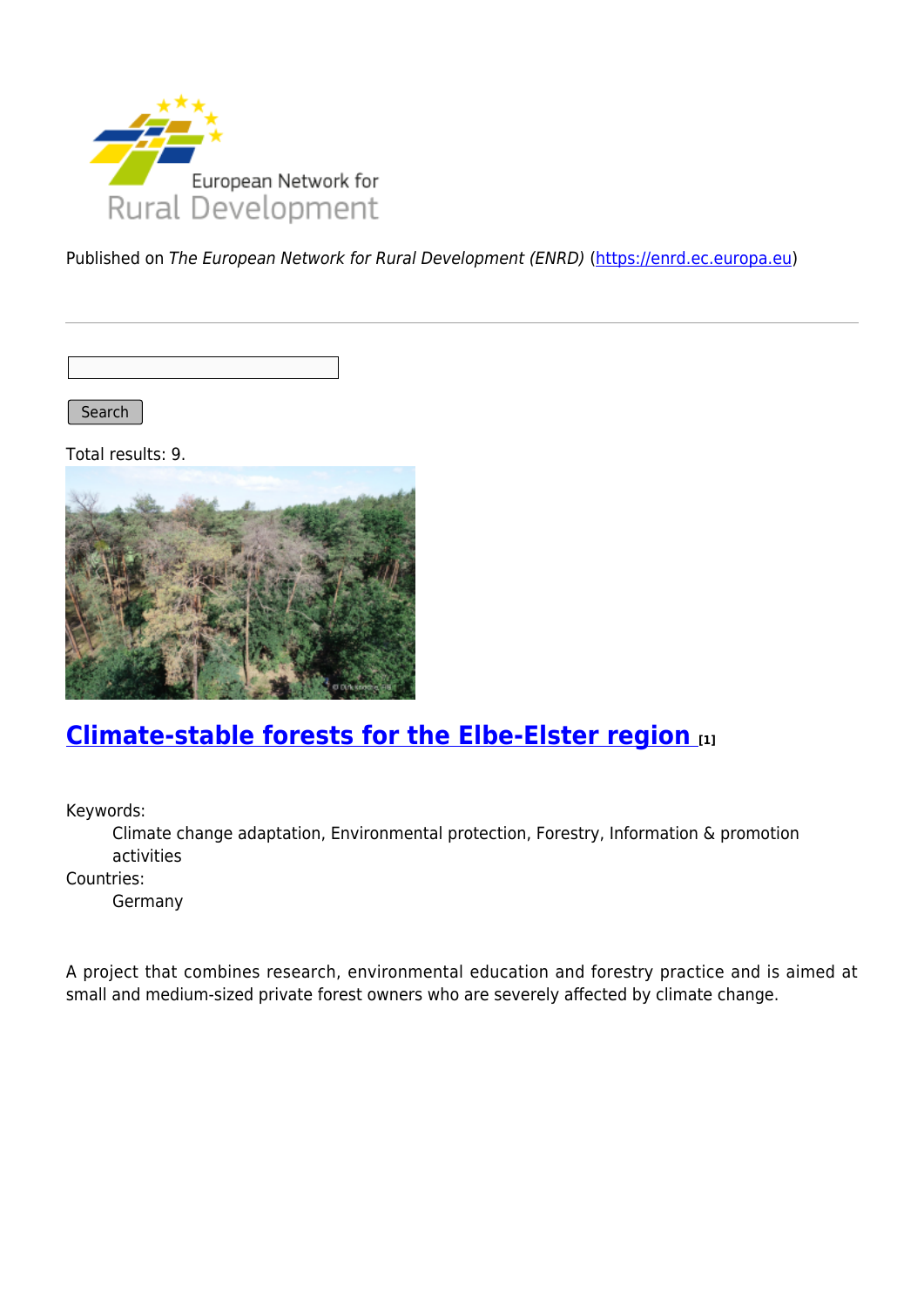Published on *The European Network for Rural Development (ENRD)* (https://enrd.ec.europa.eu)

Search

Total results: 9.

## Climate-stable forests for the Elbe-Elster region [1]

Keywords:
: Climate change adaptation, Environmental protection, Forestry, Information & promotion activities

Countries:
: Germany

A project that combines research, environmental education and forestry practice and is aimed at small and medium-sized private forest owners who are severely affected by climate change.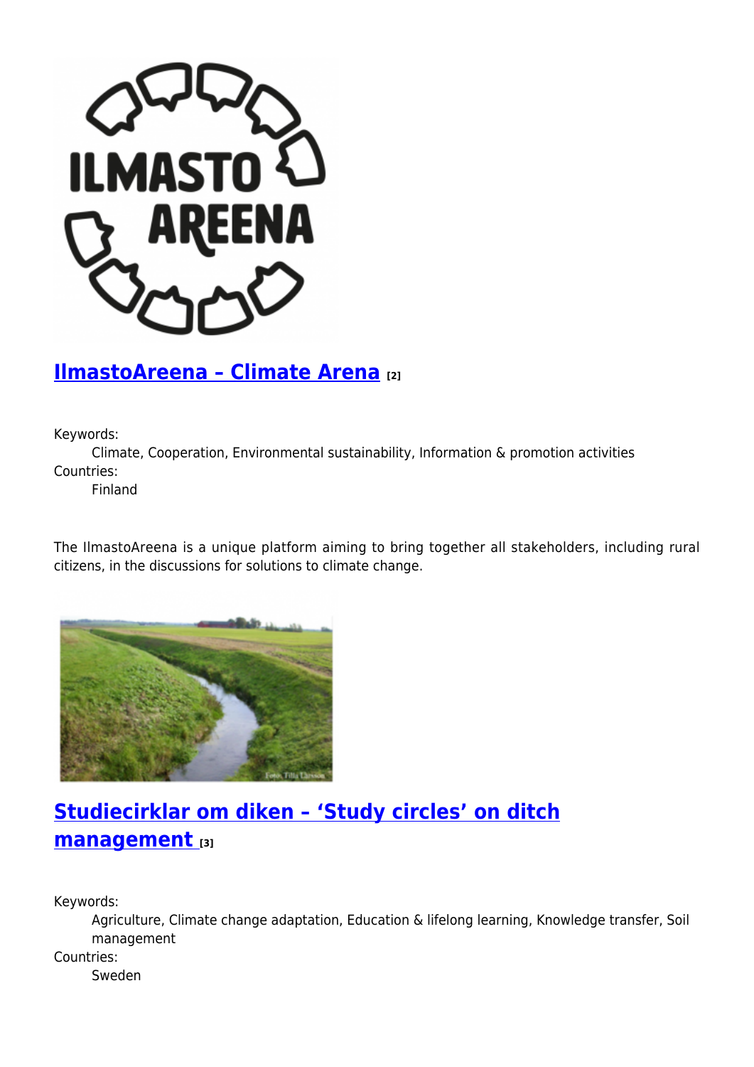## [IlmastoAreena – Climate Arena](#) [2]

Keywords:
: Climate, Cooperation, Environmental sustainability, Information & promotion activities

Countries:
: Finland

The IlmastoAreena is a unique platform aiming to bring together all stakeholders, including rural citizens, in the discussions for solutions to climate change.

## [Studiecirklar om diken – 'Study circles' on ditch management](#) [3]

Keywords:
: Agriculture, Climate change adaptation, Education & lifelong learning, Knowledge transfer, Soil management

Countries:
: Sweden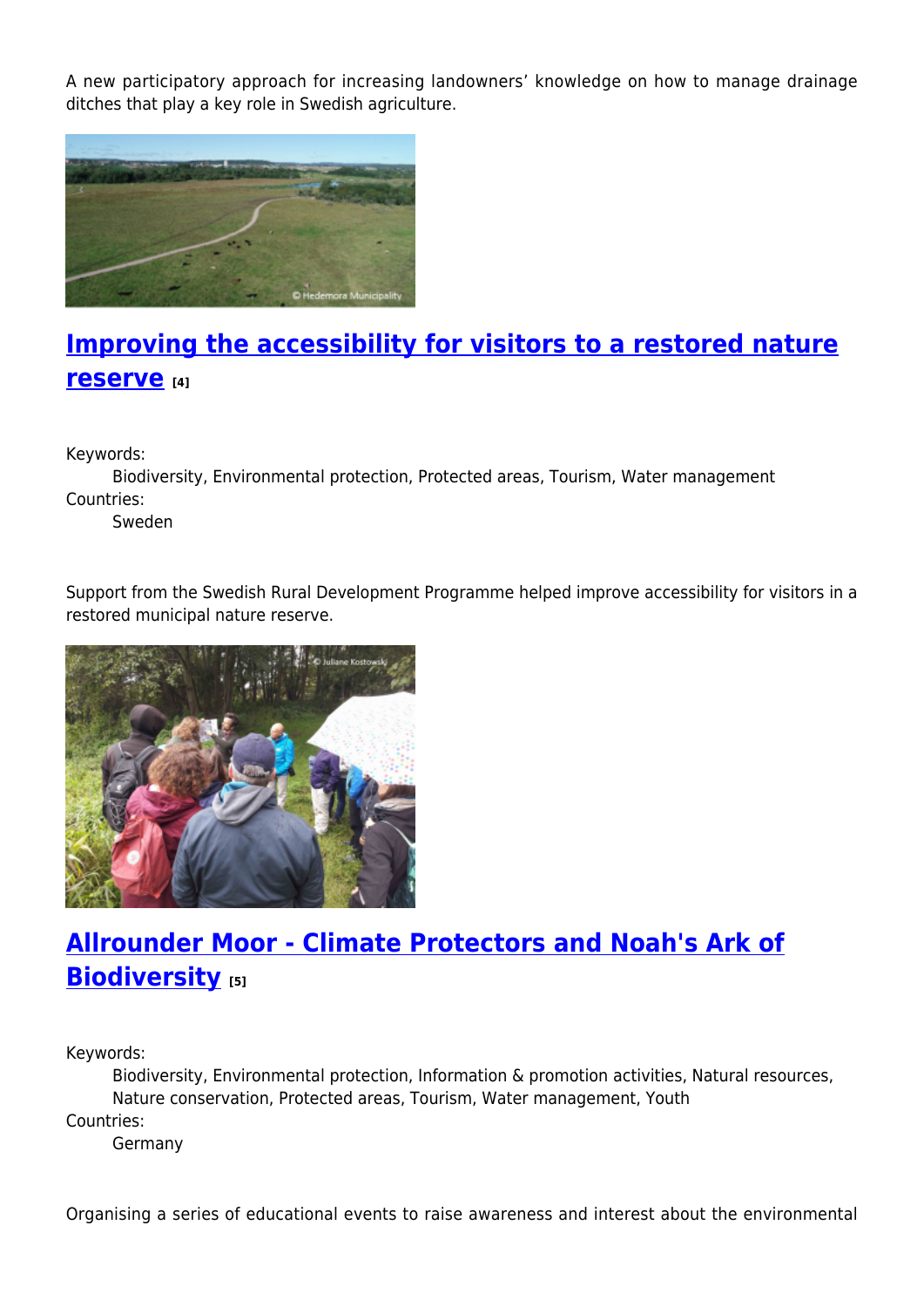A new participatory approach for increasing landowners' knowledge on how to manage drainage ditches that play a key role in Swedish agriculture.

## Improving the accessibility for visitors to a restored nature reserve [4]

Keywords:
Biodiversity, Environmental protection, Protected areas, Tourism, Water management

Countries:
Sweden

Support from the Swedish Rural Development Programme helped improve accessibility for visitors in a restored municipal nature reserve.

## Allrounder Moor - Climate Protectors and Noah's Ark of Biodiversity [5]

Keywords:
Biodiversity, Environmental protection, Information & promotion activities, Natural resources, Nature conservation, Protected areas, Tourism, Water management, Youth

Countries:
Germany

Organising a series of educational events to raise awareness and interest about the environmental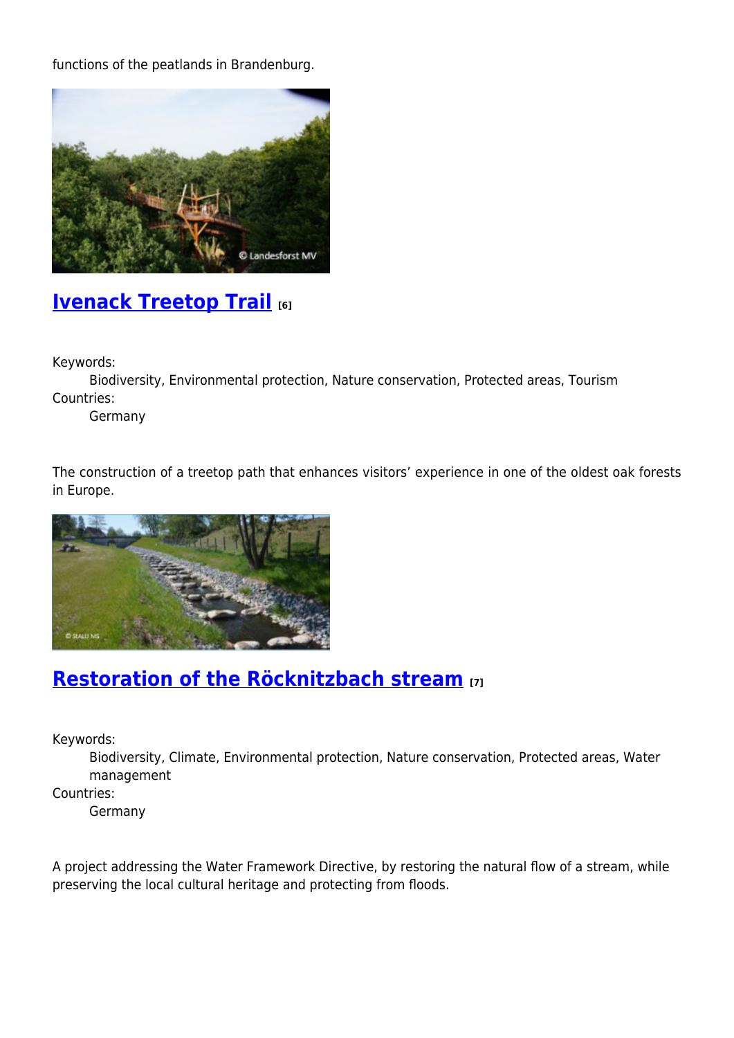functions of the peatlands in Brandenburg.

## Ivenack Treetop Trail [6]

Keywords:
: Biodiversity, Environmental protection, Nature conservation, Protected areas, Tourism

Countries:
: Germany

The construction of a treetop path that enhances visitors' experience in one of the oldest oak forests in Europe.

## Restoration of the Röcknitzbach stream [7]

Keywords:
: Biodiversity, Climate, Environmental protection, Nature conservation, Protected areas, Water management

Countries:
: Germany

A project addressing the Water Framework Directive, by restoring the natural flow of a stream, while preserving the local cultural heritage and protecting from floods.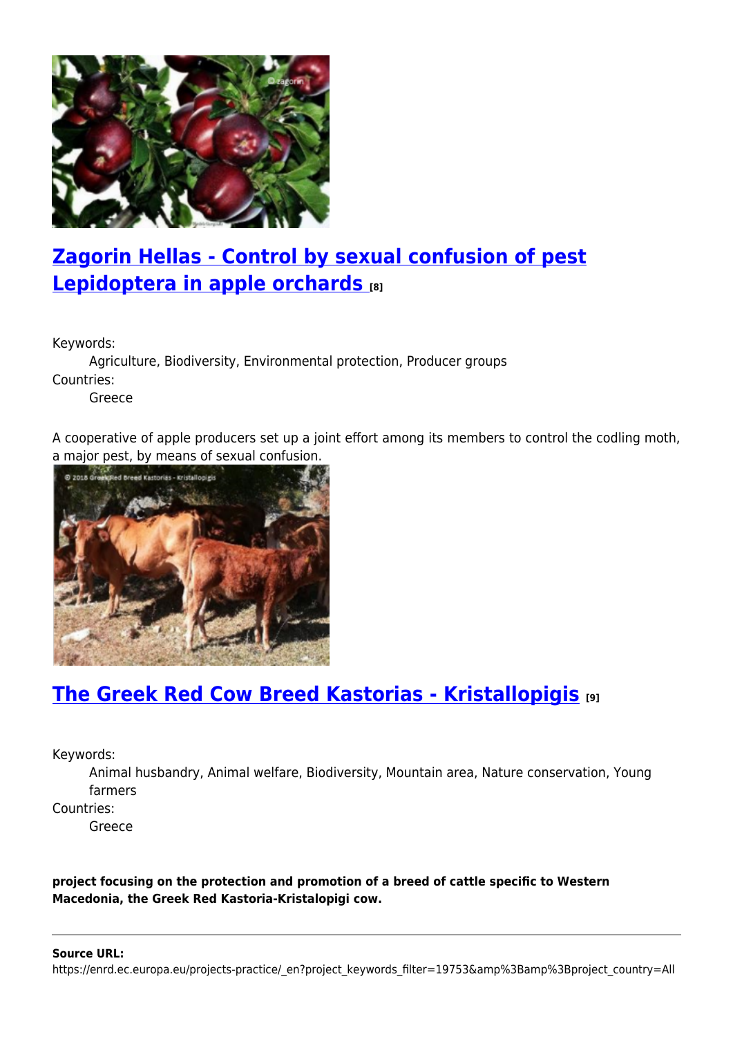## [Zagorin Hellas - Control by sexual confusion of pest Lepidoptera in apple orchards ][8]

Keywords:
: Agriculture, Biodiversity, Environmental protection, Producer groups

Countries:
: Greece

A cooperative of apple producers set up a joint effort among its members to control the codling moth, a major pest, by means of sexual confusion.

## [The Greek Red Cow Breed Kastorias - Kristallopigis][9]

Keywords:
: Animal husbandry, Animal welfare, Biodiversity, Mountain area, Nature conservation, Young farmers

Countries:
: Greece

**project focusing on the protection and promotion of a breed of cattle specific to Western Macedonia, the Greek Red Kastoria-Kristalopigi cow.**

---

**Source URL:**
https://enrd.ec.europa.eu/projects-practice/_en?project_keywords_filter=19753&amp%3Bamp%3Bproject_country=All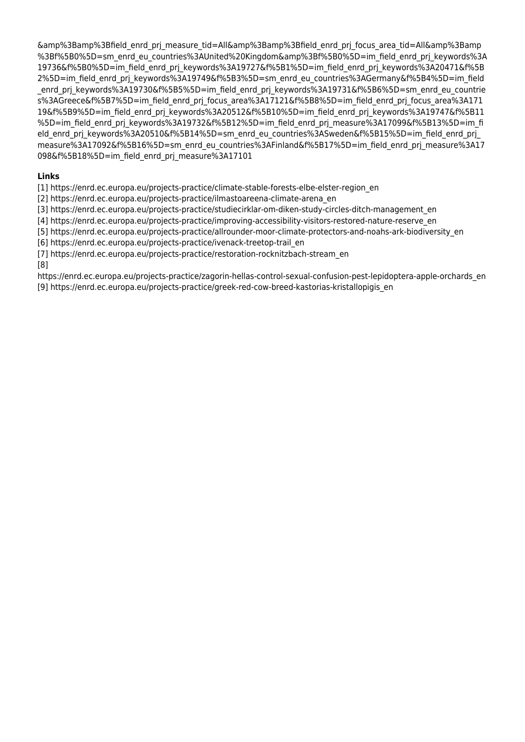&amp%3Bamp%3Bfield_enrd_prj_measure_tid=All&amp%3Bamp%3Bfield_enrd_prj_focus_area_tid=All&amp%3Bamp%3Bf%5B0%5D=sm_enrd_eu_countries%3AUnited%20Kingdom&amp%3Bf%5B0%5D=im_field_enrd_prj_keywords%3A19736&f%5B0%5D=im_field_enrd_prj_keywords%3A19727&f%5B1%5D=im_field_enrd_prj_keywords%3A20471&f%5B2%5D=im_field_enrd_prj_keywords%3A19749&f%5B3%5D=sm_enrd_eu_countries%3AGermany&f%5B4%5D=im_field_enrd_prj_keywords%3A19730&f%5B5%5D=im_field_enrd_prj_keywords%3A19731&f%5B6%5D=sm_enrd_eu_countries%3AGreece&f%5B7%5D=im_field_enrd_prj_focus_area%3A17121&f%5B8%5D=im_field_enrd_prj_focus_area%3A17119&f%5B9%5D=im_field_enrd_prj_keywords%3A20512&f%5B10%5D=im_field_enrd_prj_keywords%3A19747&f%5B11%5D=im_field_enrd_prj_keywords%3A19732&f%5B12%5D=im_field_enrd_prj_measure%3A17099&f%5B13%5D=im_field_enrd_prj_keywords%3A20510&f%5B14%5D=sm_enrd_eu_countries%3ASweden&f%5B15%5D=im_field_enrd_prj_measure%3A17092&f%5B16%5D=sm_enrd_eu_countries%3AFinland&f%5B17%5D=im_field_enrd_prj_measure%3A17098&f%5B18%5D=im_field_enrd_prj_measure%3A17101

**Links**

[1] https://enrd.ec.europa.eu/projects-practice/climate-stable-forests-elbe-elster-region_en
[2] https://enrd.ec.europa.eu/projects-practice/ilmastoareena-climate-arena_en
[3] https://enrd.ec.europa.eu/projects-practice/studiecirklar-om-diken-study-circles-ditch-management_en
[4] https://enrd.ec.europa.eu/projects-practice/improving-accessibility-visitors-restored-nature-reserve_en
[5] https://enrd.ec.europa.eu/projects-practice/allrounder-moor-climate-protectors-and-noahs-ark-biodiversity_en
[6] https://enrd.ec.europa.eu/projects-practice/ivenack-treetop-trail_en
[7] https://enrd.ec.europa.eu/projects-practice/restoration-rocknitzbach-stream_en
[8] https://enrd.ec.europa.eu/projects-practice/zagorin-hellas-control-sexual-confusion-pest-lepidoptera-apple-orchards_en
[9] https://enrd.ec.europa.eu/projects-practice/greek-red-cow-breed-kastorias-kristallopigis_en